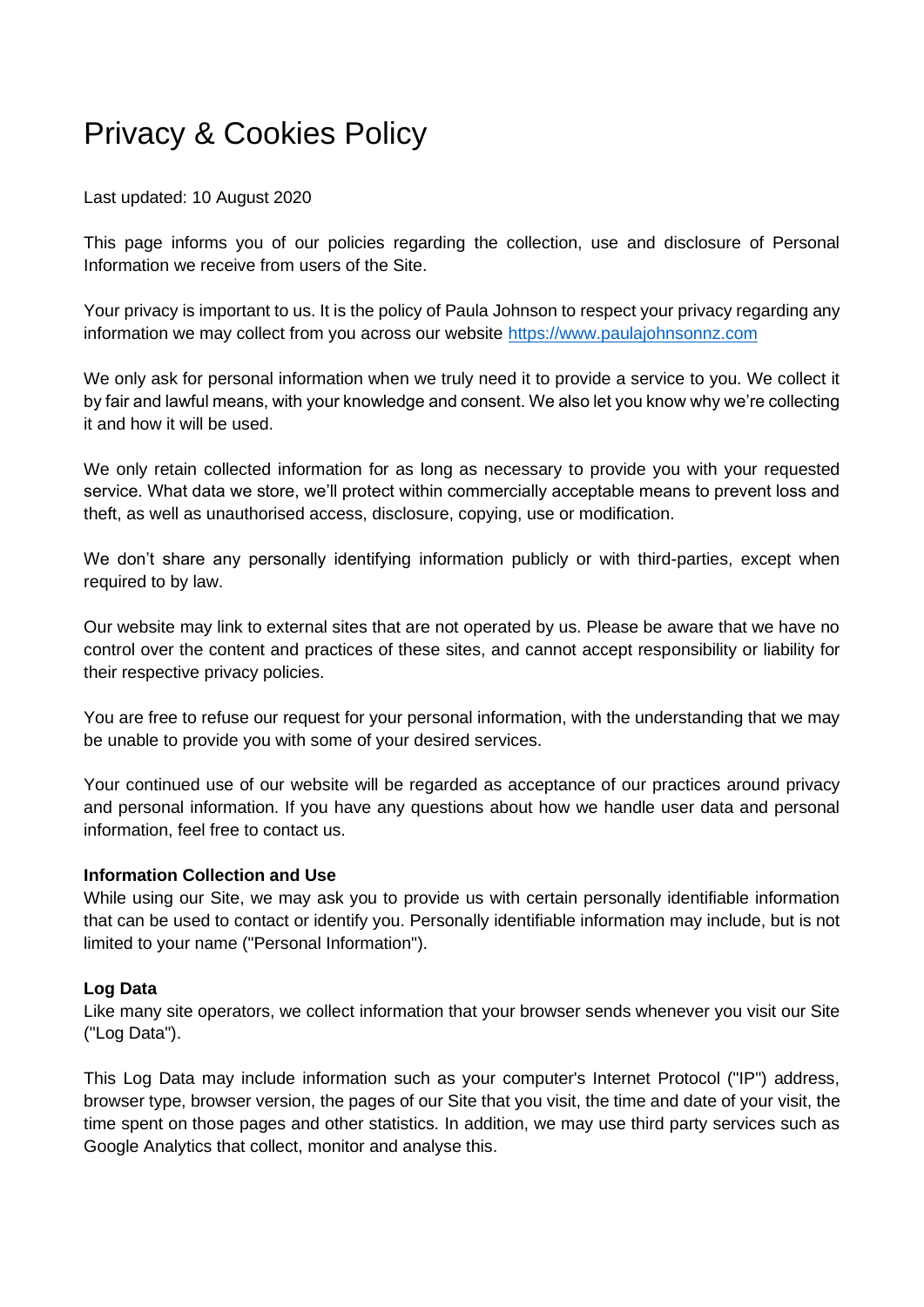# Privacy & Cookies Policy

Last updated: 10 August 2020

This page informs you of our policies regarding the collection, use and disclosure of Personal Information we receive from users of the Site.

Your privacy is important to us. It is the policy of Paula Johnson to respect your privacy regarding any information we may collect from you across our website [https://www.paulajohnsonnz.com](https://www.paulajohnsonnz.com)

We only ask for personal information when we truly need it to provide a service to you. We collect it by fair and lawful means, with your knowledge and consent. We also let you know why we're collecting it and how it will be used.

We only retain collected information for as long as necessary to provide you with your requested service. What data we store, we'll protect within commercially acceptable means to prevent loss and theft, as well as unauthorised access, disclosure, copying, use or modification.

We don't share any personally identifying information publicly or with third-parties, except when required to by law.

Our website may link to external sites that are not operated by us. Please be aware that we have no control over the content and practices of these sites, and cannot accept responsibility or liability for their respective privacy policies.

You are free to refuse our request for your personal information, with the understanding that we may be unable to provide you with some of your desired services.

Your continued use of our website will be regarded as acceptance of our practices around privacy and personal information. If you have any questions about how we handle user data and personal information, feel free to contact us.

**Information Collection and Use**

While using our Site, we may ask you to provide us with certain personally identifiable information that can be used to contact or identify you. Personally identifiable information may include, but is not limited to your name ("Personal Information").

**Log Data**

Like many site operators, we collect information that your browser sends whenever you visit our Site ("Log Data").

This Log Data may include information such as your computer's Internet Protocol ("IP") address, browser type, browser version, the pages of our Site that you visit, the time and date of your visit, the time spent on those pages and other statistics. In addition, we may use third party services such as Google Analytics that collect, monitor and analyse this.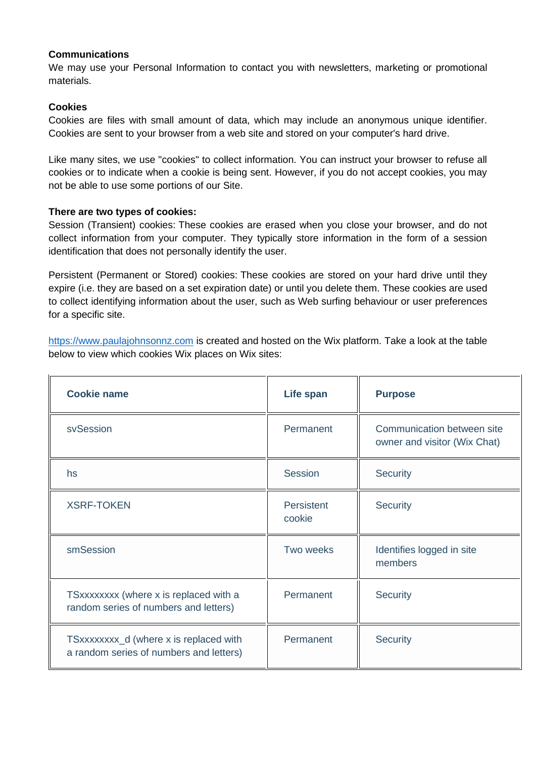**Communications**

We may use your Personal Information to contact you with newsletters, marketing or promotional materials.

**Cookies**

Cookies are files with small amount of data, which may include an anonymous unique identifier. Cookies are sent to your browser from a web site and stored on your computer's hard drive.

Like many sites, we use "cookies" to collect information. You can instruct your browser to refuse all cookies or to indicate when a cookie is being sent. However, if you do not accept cookies, you may not be able to use some portions of our Site.

**There are two types of cookies:**

Session (Transient) cookies: These cookies are erased when you close your browser, and do not collect information from your computer. They typically store information in the form of a session identification that does not personally identify the user.

Persistent (Permanent or Stored) cookies: These cookies are stored on your hard drive until they expire (i.e. they are based on a set expiration date) or until you delete them. These cookies are used to collect identifying information about the user, such as Web surfing behaviour or user preferences for a specific site.

[https://www.paulajohnsonnz.com](https://www.paulajohnsonnz.com) is created and hosted on the Wix platform. Take a look at the table below to view which cookies Wix places on Wix sites:

| Cookie name | Life span | Purpose |
|---|---|---|
| svSession | Permanent | Communication between site owner and visitor (Wix Chat) |
| hs | Session | Security |
| XSRF-TOKEN | Persistent cookie | Security |
| smSession | Two weeks | Identifies logged in site members |
| TSxxxxxxxx (where x is replaced with a random series of numbers and letters) | Permanent | Security |
| TSxxxxxxxx_d (where x is replaced with a random series of numbers and letters) | Permanent | Security |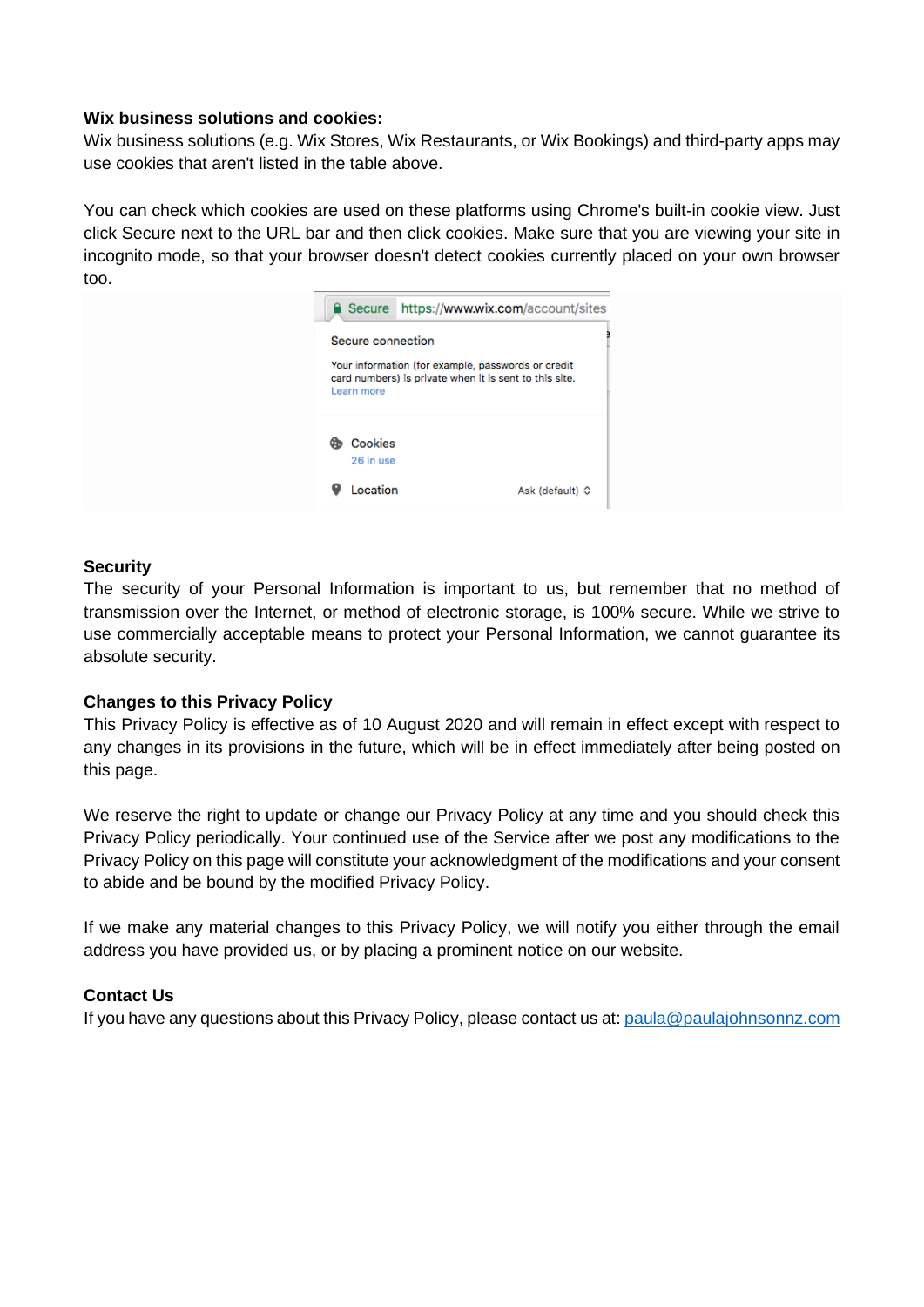**Wix business solutions and cookies:**
Wix business solutions (e.g. Wix Stores, Wix Restaurants, or Wix Bookings) and third-party apps may use cookies that aren't listed in the table above.

You can check which cookies are used on these platforms using Chrome's built-in cookie view. Just click Secure next to the URL bar and then click cookies. Make sure that you are viewing your site in incognito mode, so that your browser doesn't detect cookies currently placed on your own browser too.

### Security

The security of your Personal Information is important to us, but remember that no method of transmission over the Internet, or method of electronic storage, is 100% secure. While we strive to use commercially acceptable means to protect your Personal Information, we cannot guarantee its absolute security.

### Changes to this Privacy Policy

This Privacy Policy is effective as of 10 August 2020 and will remain in effect except with respect to any changes in its provisions in the future, which will be in effect immediately after being posted on this page.

We reserve the right to update or change our Privacy Policy at any time and you should check this Privacy Policy periodically. Your continued use of the Service after we post any modifications to the Privacy Policy on this page will constitute your acknowledgment of the modifications and your consent to abide and be bound by the modified Privacy Policy.

If we make any material changes to this Privacy Policy, we will notify you either through the email address you have provided us, or by placing a prominent notice on our website.

### Contact Us

If you have any questions about this Privacy Policy, please contact us at: paula@paulajohnsonnz.com